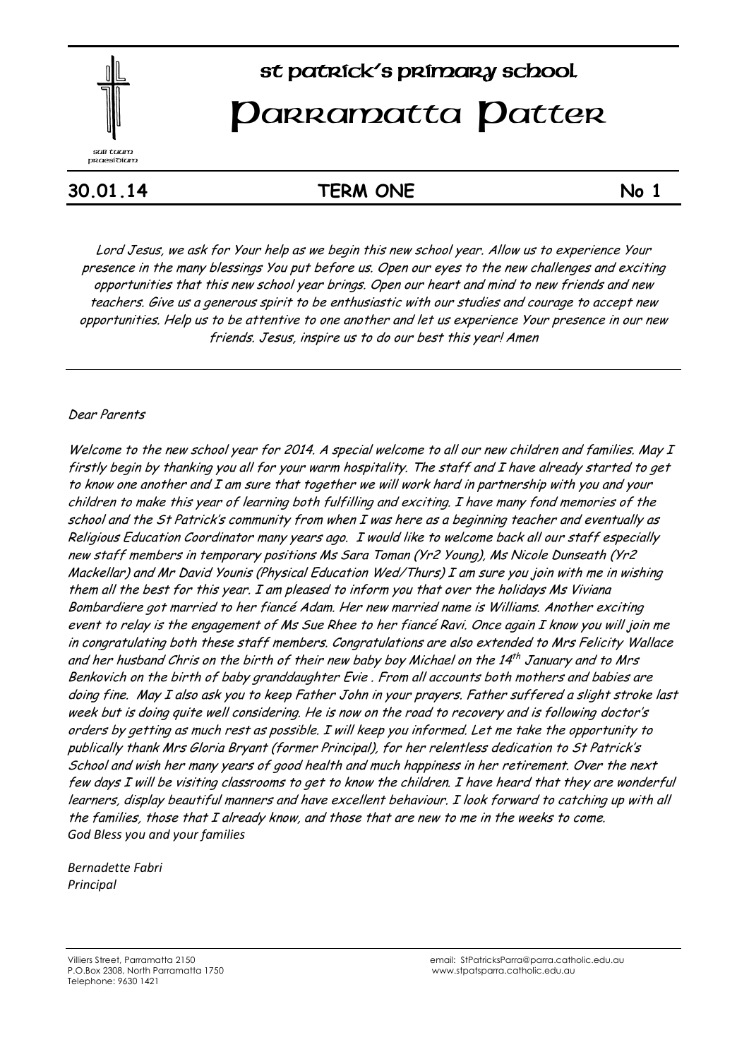sub tuum praesidium

# St Patrick's Primary School

# Parramatta Patter

**30.01.14** **TERM ONE** **No 1**

*Lord Jesus, we ask for Your help as we begin this new school year. Allow us to experience Your presence in the many blessings You put before us. Open our eyes to the new challenges and exciting opportunities that this new school year brings. Open our heart and mind to new friends and new teachers. Give us a generous spirit to be enthusiastic with our studies and courage to accept new opportunities. Help us to be attentive to one another and let us experience Your presence in our new friends. Jesus, inspire us to do our best this year! Amen*

---

*Dear Parents*

*Welcome to the new school year for 2014. A special welcome to all our new children and families. May I firstly begin by thanking you all for your warm hospitality. The staff and I have already started to get to know one another and I am sure that together we will work hard in partnership with you and your children to make this year of learning both fulfilling and exciting. I have many fond memories of the school and the St Patrick's community from when I was here as a beginning teacher and eventually as Religious Education Coordinator many years ago. I would like to welcome back all our staff especially new staff members in temporary positions Ms Sara Toman (Yr2 Young), Ms Nicole Dunseath (Yr2 Mackellar) and Mr David Younis (Physical Education Wed/Thurs) I am sure you join with me in wishing them all the best for this year. I am pleased to inform you that over the holidays Ms Viviana Bombardiere got married to her fiancé Adam. Her new married name is Williams. Another exciting event to relay is the engagement of Ms Sue Rhee to her fiancé Ravi. Once again I know you will join me in congratulating both these staff members. Congratulations are also extended to Mrs Felicity Wallace and her husband Chris on the birth of their new baby boy Michael on the 14th January and to Mrs Benkovich on the birth of baby granddaughter Evie . From all accounts both mothers and babies are doing fine. May I also ask you to keep Father John in your prayers. Father suffered a slight stroke last week but is doing quite well considering. He is now on the road to recovery and is following doctor's orders by getting as much rest as possible. I will keep you informed. Let me take the opportunity to publically thank Mrs Gloria Bryant (former Principal), for her relentless dedication to St Patrick's School and wish her many years of good health and much happiness in her retirement. Over the next few days I will be visiting classrooms to get to know the children. I have heard that they are wonderful learners, display beautiful manners and have excellent behaviour. I look forward to catching up with all the families, those that I already know, and those that are new to me in the weeks to come.*
*God Bless you and your families*

*Bernadette Fabri*
*Principal*

Villiers Street, Parramatta 2150
P.O.Box 2308, North Parramatta 1750
Telephone: 9630 1421

email: StPatricksParra@parra.catholic.edu.au
www.stpatsparra.catholic.edu.au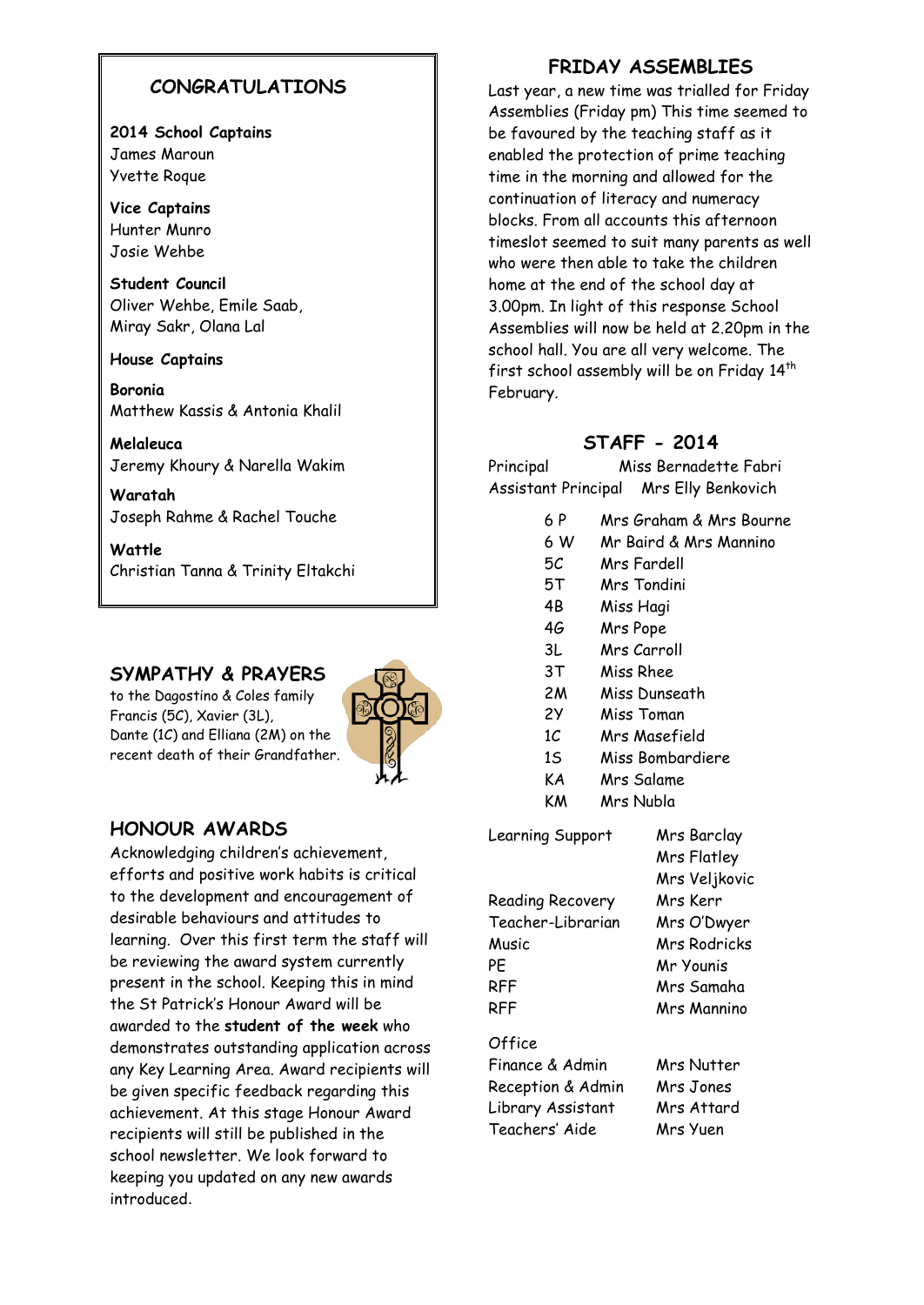## CONGRATULATIONS

**2014 School Captains**
James Maroun
Yvette Roque

**Vice Captains**
Hunter Munro
Josie Wehbe

**Student Council**
Oliver Wehbe, Emile Saab,
Miray Sakr, Olana Lal

**House Captains**

**Boronia**
Matthew Kassis & Antonia Khalil

**Melaleuca**
Jeremy Khoury & Narella Wakim

**Waratah**
Joseph Rahme & Rachel Touche

**Wattle**
Christian Tanna & Trinity Eltakchi

## SYMPATHY & PRAYERS

to the Dagostino & Coles family Francis (5C), Xavier (3L), Dante (1C) and Elliana (2M) on the recent death of their Grandfather.

## HONOUR AWARDS

Acknowledging children's achievement, efforts and positive work habits is critical to the development and encouragement of desirable behaviours and attitudes to learning. Over this first term the staff will be reviewing the award system currently present in the school. Keeping this in mind the St Patrick's Honour Award will be awarded to the **student of the week** who demonstrates outstanding application across any Key Learning Area. Award recipients will be given specific feedback regarding this achievement. At this stage Honour Award recipients will still be published in the school newsletter. We look forward to keeping you updated on any new awards introduced.

## FRIDAY ASSEMBLIES

Last year, a new time was trialled for Friday Assemblies (Friday pm) This time seemed to be favoured by the teaching staff as it enabled the protection of prime teaching time in the morning and allowed for the continuation of literacy and numeracy blocks. From all accounts this afternoon timeslot seemed to suit many parents as well who were then able to take the children home at the end of the school day at 3.00pm. In light of this response School Assemblies will now be held at 2.20pm in the school hall. You are all very welcome. The first school assembly will be on Friday 14th February.

## STAFF - 2014

Principal Miss Bernadette Fabri
Assistant Principal Mrs Elly Benkovich

| | |
|---|---|
| 6 P | Mrs Graham & Mrs Bourne |
| 6 W | Mr Baird & Mrs Mannino |
| 5C | Mrs Fardell |
| 5T | Mrs Tondini |
| 4B | Miss Hagi |
| 4G | Mrs Pope |
| 3L | Mrs Carroll |
| 3T | Miss Rhee |
| 2M | Miss Dunseath |
| 2Y | Miss Toman |
| 1C | Mrs Masefield |
| 1S | Miss Bombardiere |
| KA | Mrs Salame |
| KM | Mrs Nubla |

| | |
|---|---|
| Learning Support | Mrs Barclay |
| | Mrs Flatley |
| | Mrs Veljkovic |
| Reading Recovery | Mrs Kerr |
| Teacher-Librarian | Mrs O'Dwyer |
| Music | Mrs Rodricks |
| PE | Mr Younis |
| RFF | Mrs Samaha |
| RFF | Mrs Mannino |

Office

| | |
|---|---|
| Finance & Admin | Mrs Nutter |
| Reception & Admin | Mrs Jones |
| Library Assistant | Mrs Attard |
| Teachers' Aide | Mrs Yuen |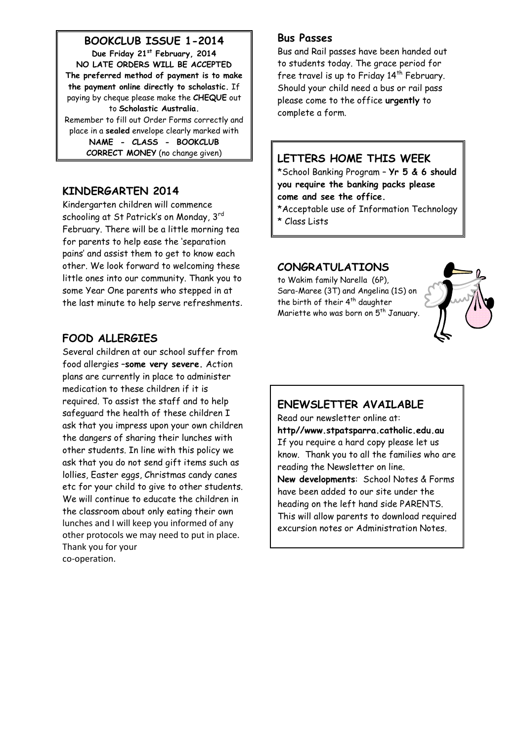## BOOKCLUB ISSUE 1-2014

**Due Friday 21st February, 2014**
**NO LATE ORDERS WILL BE ACCEPTED**
**The preferred method of payment is to make the payment online directly to scholastic.** If paying by cheque please make the **CHEQUE** out to **Scholastic Australia.**
Remember to fill out Order Forms correctly and place in a **sealed** envelope clearly marked with
**NAME - CLASS - BOOKCLUB**
**CORRECT MONEY** (no change given)

## KINDERGARTEN 2014

Kindergarten children will commence schooling at St Patrick's on Monday, 3rd February. There will be a little morning tea for parents to help ease the 'separation pains' and assist them to get to know each other. We look forward to welcoming these little ones into our community. Thank you to some Year One parents who stepped in at the last minute to help serve refreshments.

## FOOD ALLERGIES

Several children at our school suffer from food allergies –**some very severe.** Action plans are currently in place to administer medication to these children if it is required. To assist the staff and to help safeguard the health of these children I ask that you impress upon your own children the dangers of sharing their lunches with other students. In line with this policy we ask that you do not send gift items such as lollies, Easter eggs, Christmas candy canes etc for your child to give to other students. We will continue to educate the children in the classroom about only eating their own lunches and I will keep you informed of any other protocols we may need to put in place. Thank you for your co-operation.

## Bus Passes

Bus and Rail passes have been handed out to students today. The grace period for free travel is up to Friday 14th February. Should your child need a bus or rail pass please come to the office **urgently** to complete a form.

## LETTERS HOME THIS WEEK

*School Banking Program – **Yr 5 & 6 should you require the banking packs please come and see the office.**
*Acceptable use of Information Technology
* Class Lists

## CONGRATULATIONS

to Wakim family Narella (6P), Sara-Maree (3T) and Angelina (1S) on the birth of their 4th daughter Mariette who was born on 5th January.

## ENEWSLETTER AVAILABLE

Read our newsletter online at:
**http//www.stpatsparra.catholic.edu.au**
If you require a hard copy please let us know. Thank you to all the families who are reading the Newsletter on line.
**New developments**: School Notes & Forms have been added to our site under the heading on the left hand side PARENTS. This will allow parents to download required excursion notes or Administration Notes.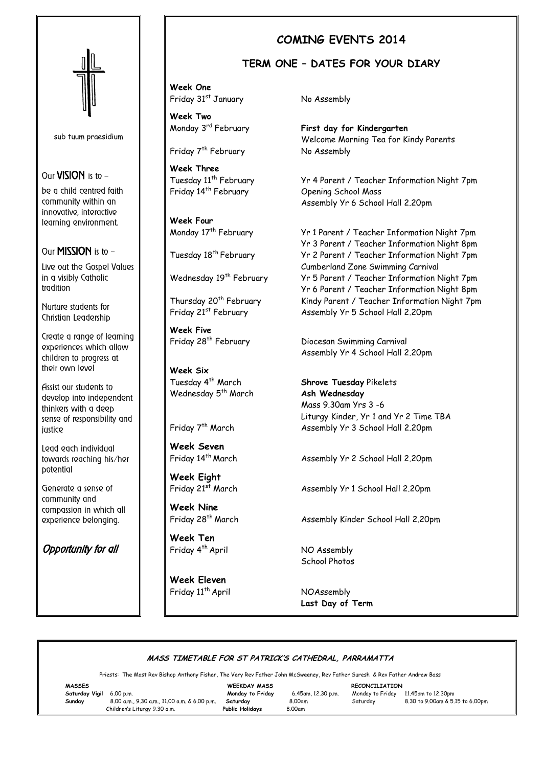sub tuum praesidium

Our **VISION** is to –

be a child centred faith community within an innovative, interactive learning environment.

Our **MISSION** is to –

Live out the Gospel Values in a visibly Catholic tradition

Nurture students for Christian Leadership

Create a range of learning experiences which allow children to progress at their own level

Assist our students to develop into independent thinkers with a deep sense of responsibility and justice

Lead each individual towards reaching his/her potential

Generate a sense of community and compassion in which all experience belonging.

*Opportunity for all*

# COMING EVENTS 2014

## TERM ONE – DATES FOR YOUR DIARY

**Week One**

Friday 31st January — No Assembly

**Week Two**

Monday 3rd February — **First day for Kindergarten**
Welcome Morning Tea for Kindy Parents

Friday 7th February — No Assembly

**Week Three**

Tuesday 11th February — Yr 4 Parent / Teacher Information Night 7pm

Friday 14th February — Opening School Mass
Assembly Yr 6 School Hall 2.20pm

**Week Four**

Monday 17th February — Yr 1 Parent / Teacher Information Night 7pm
Yr 3 Parent / Teacher Information Night 8pm

Tuesday 18th February — Yr 2 Parent / Teacher Information Night 7pm
Cumberland Zone Swimming Carnival

Wednesday 19th February — Yr 5 Parent / Teacher Information Night 7pm
Yr 6 Parent / Teacher Information Night 8pm

Thursday 20th February — Kindy Parent / Teacher Information Night 7pm

Friday 21st February — Assembly Yr 5 School Hall 2.20pm

**Week Five**

Friday 28th February — Diocesan Swimming Carnival
Assembly Yr 4 School Hall 2.20pm

**Week Six**

Tuesday 4th March — **Shrove Tuesday** Pikelets

Wednesday 5th March — **Ash Wednesday**
Mass 9.30am Yrs 3 -6
Liturgy Kinder, Yr 1 and Yr 2 Time TBA

Friday 7th March — Assembly Yr 3 School Hall 2.20pm

**Week Seven**

Friday 14th March — Assembly Yr 2 School Hall 2.20pm

**Week Eight**

Friday 21st March — Assembly Yr 1 School Hall 2.20pm

**Week Nine**

Friday 28th March — Assembly Kinder School Hall 2.20pm

**Week Ten**

Friday 4th April — NO Assembly
School Photos

**Week Eleven**

Friday 11th April — NOAssembly
**Last Day of Term**

### *MASS TIMETABLE FOR ST PATRICK'S CATHEDRAL, PARRAMATTA*

Priests: The Most Rev Bishop Anthony Fisher, The Very Rev Father John McSweeney, Rev Father Suresh & Rev Father Andrew Bass

| MASSES | | WEEKDAY MASS | | RECONCILIATION | |
|---|---|---|---|---|---|
| **Saturday Vigil** | 6.00 p.m. | **Monday to Friday** | 6.45am, 12.30 p.m. | Monday to Friday | 11.45am to 12.30pm |
| **Sunday** | 8.00 a.m., 9.30 a.m., 11.00 a.m. & 6.00 p.m. | **Saturday** | 8.00am | Saturday | 8.30 to 9.00am & 5.15 to 6.00pm |
| | Children's Liturgy 9.30 a.m. | **Public Holidays** | 8.00am | | |